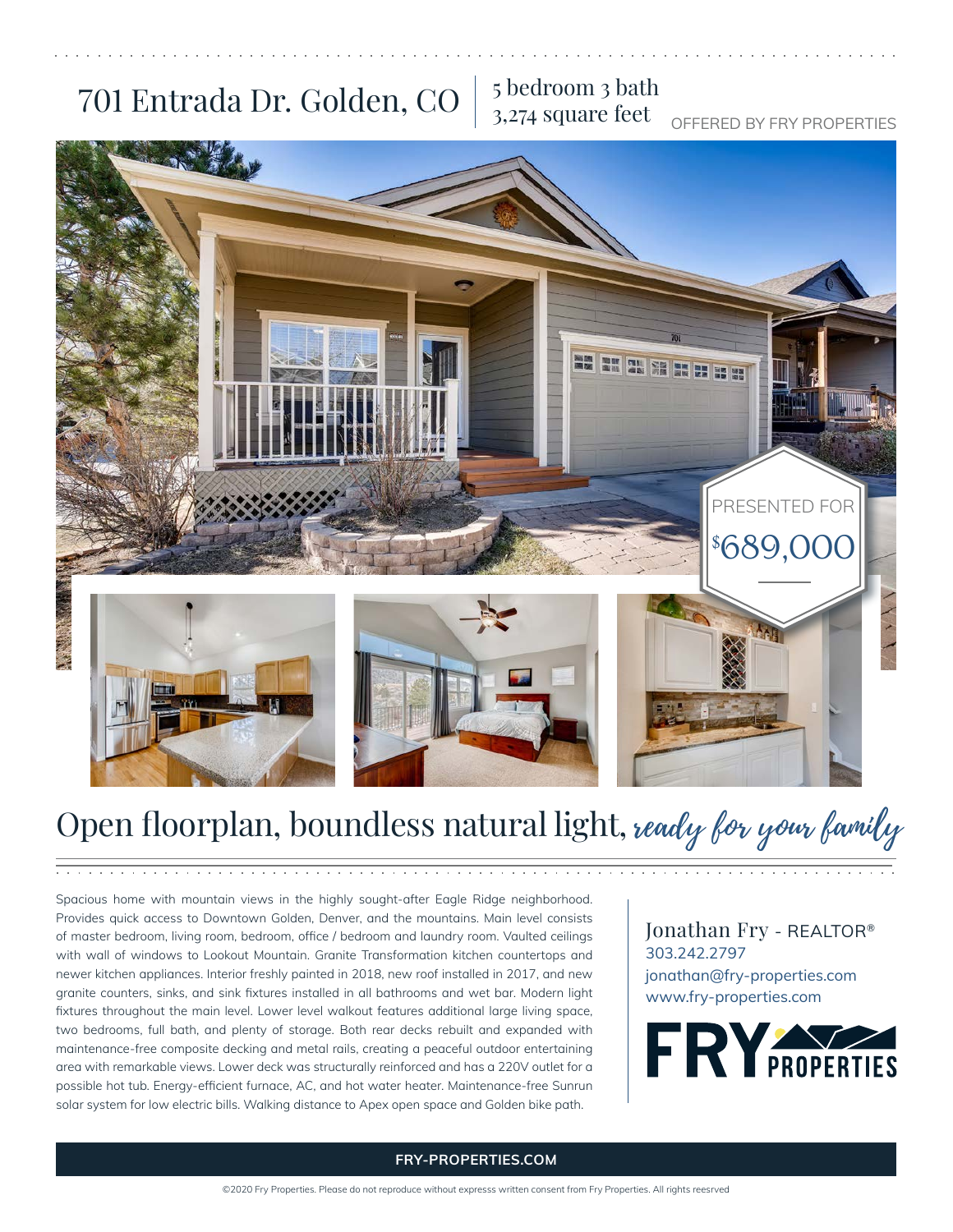# 701 Entrada Dr. Golden, CO

5 bedroom 3 bath
3,274 square feet

OFFERED BY FRY PROPERTIES

PRESENTED FOR
$689,000

## Open floorplan, boundless natural light, *ready for your family*

Spacious home with mountain views in the highly sought-after Eagle Ridge neighborhood. Provides quick access to Downtown Golden, Denver, and the mountains. Main level consists of master bedroom, living room, bedroom, office / bedroom and laundry room. Vaulted ceilings with wall of windows to Lookout Mountain. Granite Transformation kitchen countertops and newer kitchen appliances. Interior freshly painted in 2018, new roof installed in 2017, and new granite counters, sinks, and sink fixtures installed in all bathrooms and wet bar. Modern light fixtures throughout the main level. Lower level walkout features additional large living space, two bedrooms, full bath, and plenty of storage. Both rear decks rebuilt and expanded with maintenance-free composite decking and metal rails, creating a peaceful outdoor entertaining area with remarkable views. Lower deck was structurally reinforced and has a 220V outlet for a possible hot tub. Energy-efficient furnace, AC, and hot water heater. Maintenance-free Sunrun solar system for low electric bills. Walking distance to Apex open space and Golden bike path.

Jonathan Fry - REALTOR®
303.242.2797
jonathan@fry-properties.com
www.fry-properties.com

FRY PROPERTIES

**FRY-PROPERTIES.COM**

©2020 Fry Properties. Please do not reproduce without expresss written consent from Fry Properties. All rights reesrved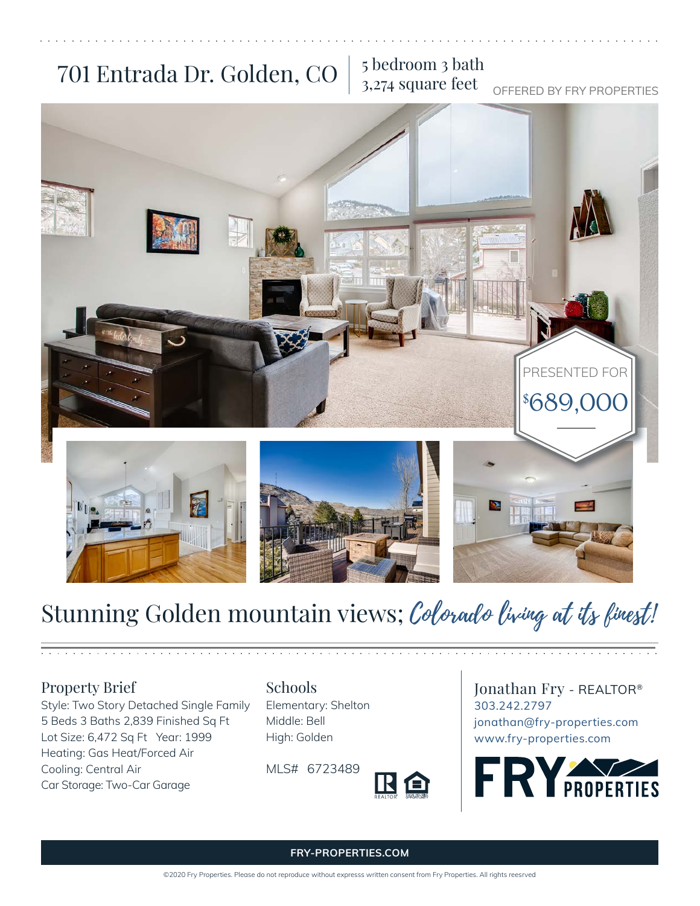# 701 Entrada Dr. Golden, CO

5 bedroom 3 bath
3,274 square feet

OFFERED BY FRY PROPERTIES

PRESENTED FOR
$689,000

## Stunning Golden mountain views; *Colorado living at its finest!*

### Property Brief

Style: Two Story Detached Single Family
5 Beds 3 Baths 2,839 Finished Sq Ft
Lot Size: 6,472 Sq Ft   Year: 1999
Heating: Gas Heat/Forced Air
Cooling: Central Air
Car Storage: Two-Car Garage

### Schools

Elementary: Shelton
Middle: Bell
High: Golden

MLS# 6723489

### Jonathan Fry - REALTOR®

303.242.2797
jonathan@fry-properties.com
www.fry-properties.com

FRY PROPERTIES

FRY-PROPERTIES.COM

©2020 Fry Properties. Please do not reproduce without expresss written consent from Fry Properties. All rights reesrved